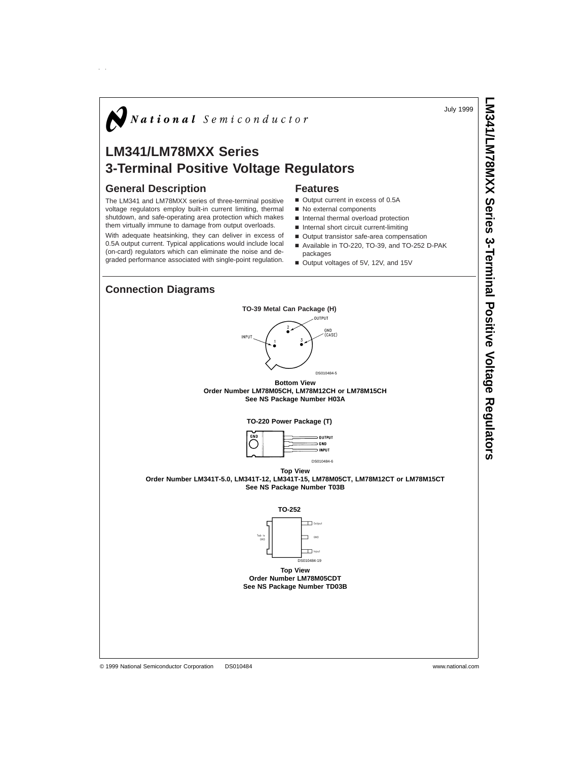National Semiconductor

July 1999

# LM341/LM78MXX Series 3-Terminal Positive Voltage Regulators

## General Description

The LM341 and LM78MXX series of three-terminal positive voltage regulators employ built-in current limiting, thermal shutdown, and safe-operating area protection which makes them virtually immune to damage from output overloads.

With adequate heatsinking, they can deliver in excess of 0.5A output current. Typical applications would include local (on-card) regulators which can eliminate the noise and degraded performance associated with single-point regulation.

## Features

- Output current in excess of 0.5A
- No external components
- Internal thermal overload protection
- Internal short circuit current-limiting
- Output transistor safe-area compensation
- Available in TO-220, TO-39, and TO-252 D-PAK packages
- Output voltages of 5V, 12V, and 15V

## Connection Diagrams

**TO-39 Metal Can Package (H)**

OUTPUT 2, INPUT 1, GND (CASE) 3

DS010484-5

**Bottom View**
**Order Number LM78M05CH, LM78M12CH or LM78M15CH**
**See NS Package Number H03A**

**TO-220 Power Package (T)**

GND, OUTPUT, GND, INPUT

DS010484-6

**Top View**
**Order Number LM341T-5.0, LM341T-12, LM341T-15, LM78M05CT, LM78M12CT or LM78M15CT**
**See NS Package Number T03B**

**TO-252**

Tab is GND, Output, GND, Input

DS010484-19

**Top View**
**Order Number LM78M05CDT**
**See NS Package Number TD03B**

© 1999 National Semiconductor Corporation DS010484 www.national.com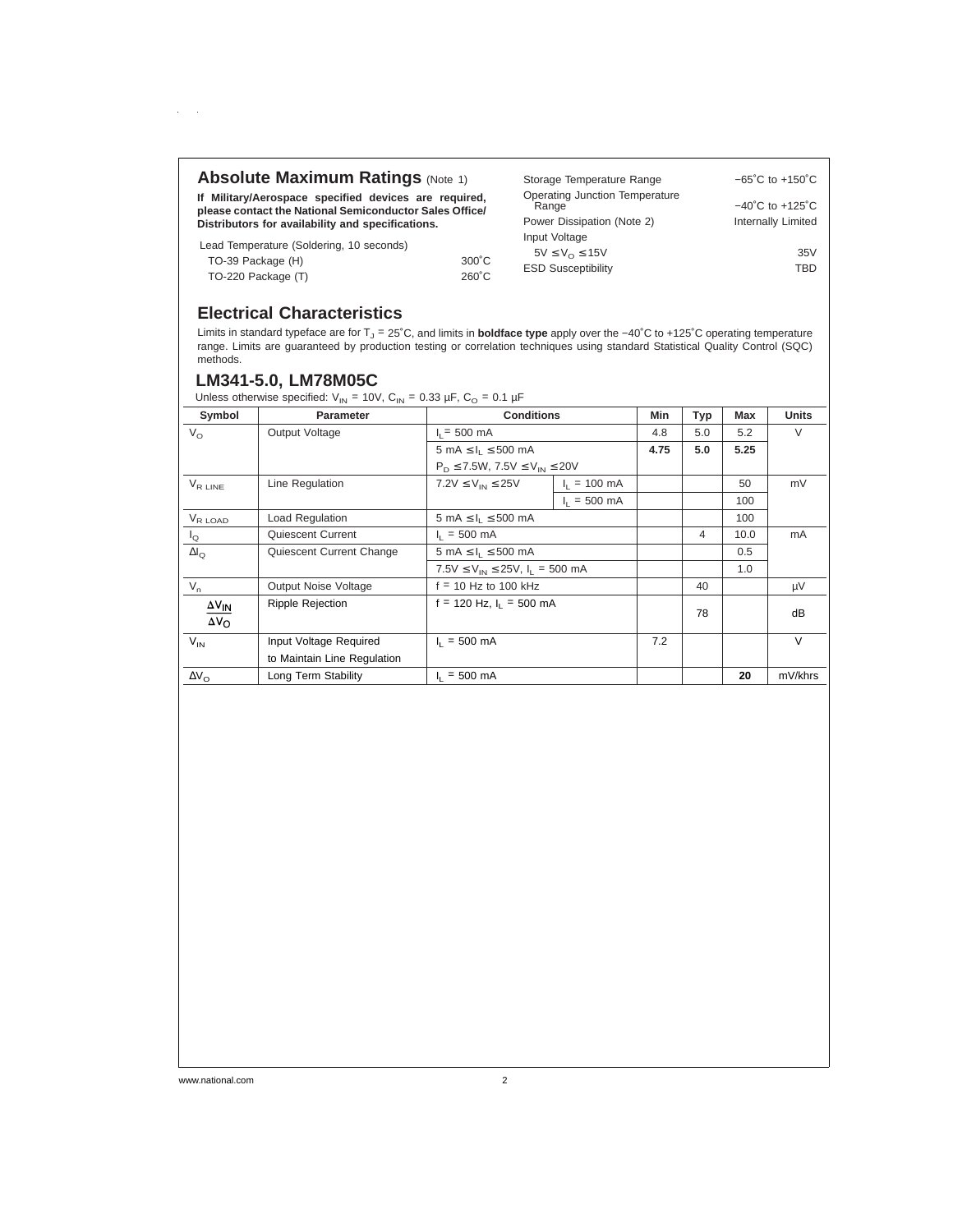## Absolute Maximum Ratings (Note 1)

**If Military/Aerospace specified devices are required, please contact the National Semiconductor Sales Office/ Distributors for availability and specifications.**

| | |
|---|---|
| Lead Temperature (Soldering, 10 seconds) | |
| TO-39 Package (H) | 300˚C |
| TO-220 Package (T) | 260˚C |
| Storage Temperature Range | −65˚C to +150˚C |
| Operating Junction Temperature Range | −40˚C to +125˚C |
| Power Dissipation (Note 2) | Internally Limited |
| Input Voltage | |
| $5V \leq V_O \leq 15V$ | 35V |
| ESD Susceptibility | TBD |

## Electrical Characteristics

Limits in standard typeface are for $T_J$ = 25˚C, and limits in **boldface type** apply over the −40˚C to +125˚C operating temperature range. Limits are guaranteed by production testing or correlation techniques using standard Statistical Quality Control (SQC) methods.

### LM341-5.0, LM78M05C

Unless otherwise specified: $V_{IN}$ = 10V, $C_{IN}$ = 0.33 µF, $C_O$ = 0.1 µF

| Symbol | Parameter | Conditions | | Min | Typ | Max | Units |
|---|---|---|---|---|---|---|---|
| $V_O$ | Output Voltage | $I_L$ = 500 mA | | 4.8 | 5.0 | 5.2 | V |
| | | $5\ mA \leq I_L \leq 500\ mA$ $P_D \leq 7.5W$, $7.5V \leq V_{IN} \leq 20V$ | | **4.75** | **5.0** | **5.25** | |
| $V_{R\ LINE}$ | Line Regulation | $7.2V \leq V_{IN} \leq 25V$ | $I_L$ = 100 mA | | | 50 | mV |
| | | | $I_L$ = 500 mA | | | 100 | |
| $V_{R\ LOAD}$ | Load Regulation | $5\ mA \leq I_L \leq 500\ mA$ | | | | 100 | |
| $I_Q$ | Quiescent Current | $I_L$ = 500 mA | | | 4 | 10.0 | mA |
| $\Delta I_Q$ | Quiescent Current Change | $5\ mA \leq I_L \leq 500\ mA$ | | | | 0.5 | |
| | | $7.5V \leq V_{IN} \leq 25V$, $I_L$ = 500 mA | | | | 1.0 | |
| $V_n$ | Output Noise Voltage | f = 10 Hz to 100 kHz | | | 40 | | µV |
| $\frac{\Delta V_{IN}}{\Delta V_O}$ | Ripple Rejection | f = 120 Hz, $I_L$ = 500 mA | | | 78 | | dB |
| $V_{IN}$ | Input Voltage Required to Maintain Line Regulation | $I_L$ = 500 mA | | 7.2 | | | V |
| $\Delta V_O$ | Long Term Stability | $I_L$ = 500 mA | | | | **20** | mV/khrs |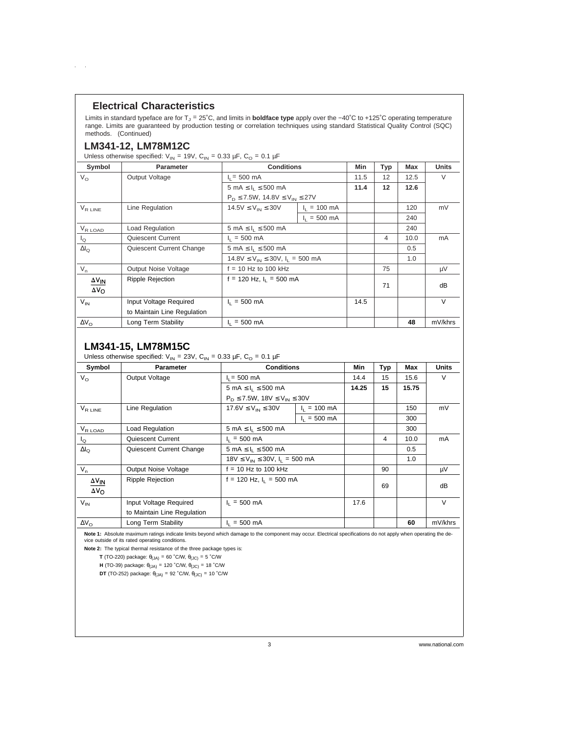## Electrical Characteristics

Limits in standard typeface are for $T_J$ = 25˚C, and limits in **boldface type** apply over the −40˚C to +125˚C operating temperature range. Limits are guaranteed by production testing or correlation techniques using standard Statistical Quality Control (SQC) methods. (Continued)

### LM341-12, LM78M12C

Unless otherwise specified: $V_{IN}$ = 19V, $C_{IN}$ = 0.33 µF, $C_O$ = 0.1 µF

| Symbol | Parameter | Conditions | | Min | Typ | Max | Units |
|---|---|---|---|---|---|---|---|
| $V_O$ | Output Voltage | $I_L$ = 500 mA | | 11.5 | 12 | 12.5 | V |
| | | 5 mA ≤ $I_L$ ≤ 500 mA | | **11.4** | **12** | **12.6** | |
| | | $P_D$ ≤ 7.5W, 14.8V ≤ $V_{IN}$ ≤ 27V | | | | | |
| $V_{R\ LINE}$ | Line Regulation | 14.5V ≤ $V_{IN}$ ≤ 30V | $I_L$ = 100 mA | | | 120 | mV |
| | | | $I_L$ = 500 mA | | | 240 | |
| $V_{R\ LOAD}$ | Load Regulation | 5 mA ≤ $I_L$ ≤ 500 mA | | | | 240 | |
| $I_Q$ | Quiescent Current | $I_L$ = 500 mA | | | 4 | 10.0 | mA |
| $\Delta I_Q$ | Quiescent Current Change | 5 mA ≤ $I_L$ ≤ 500 mA | | | | 0.5 | |
| | | 14.8V ≤ $V_{IN}$ ≤ 30V, $I_L$ = 500 mA | | | | 1.0 | |
| $V_n$ | Output Noise Voltage | f = 10 Hz to 100 kHz | | | 75 | | µV |
| $\frac{\Delta V_{IN}}{\Delta V_O}$ | Ripple Rejection | f = 120 Hz, $I_L$ = 500 mA | | | 71 | | dB |
| $V_{IN}$ | Input Voltage Required to Maintain Line Regulation | $I_L$ = 500 mA | | 14.5 | | | V |
| $\Delta V_O$ | Long Term Stability | $I_L$ = 500 mA | | | | **48** | mV/khrs |

### LM341-15, LM78M15C

Unless otherwise specified: $V_{IN}$ = 23V, $C_{IN}$ = 0.33 µF, $C_O$ = 0.1 µF

| Symbol | Parameter | Conditions | | Min | Typ | Max | Units |
|---|---|---|---|---|---|---|---|
| $V_O$ | Output Voltage | $I_L$ = 500 mA | | 14.4 | 15 | 15.6 | V |
| | | 5 mA ≤ $I_L$ ≤ 500 mA | | **14.25** | **15** | **15.75** | |
| | | $P_D$ ≤ 7.5W, 18V ≤ $V_{IN}$ ≤ 30V | | | | | |
| $V_{R\ LINE}$ | Line Regulation | 17.6V ≤ $V_{IN}$ ≤ 30V | $I_L$ = 100 mA | | | 150 | mV |
| | | | $I_L$ = 500 mA | | | 300 | |
| $V_{R\ LOAD}$ | Load Regulation | 5 mA ≤ $I_L$ ≤ 500 mA | | | | 300 | |
| $I_Q$ | Quiescent Current | $I_L$ = 500 mA | | | 4 | 10.0 | mA |
| $\Delta I_Q$ | Quiescent Current Change | 5 mA ≤ $I_L$ ≤ 500 mA | | | | 0.5 | |
| | | 18V ≤ $V_{IN}$ ≤ 30V, $I_L$ = 500 mA | | | | 1.0 | |
| $V_n$ | Output Noise Voltage | f = 10 Hz to 100 kHz | | | 90 | | µV |
| $\frac{\Delta V_{IN}}{\Delta V_O}$ | Ripple Rejection | f = 120 Hz, $I_L$ = 500 mA | | | 69 | | dB |
| $V_{IN}$ | Input Voltage Required to Maintain Line Regulation | $I_L$ = 500 mA | | 17.6 | | | V |
| $\Delta V_O$ | Long Term Stability | $I_L$ = 500 mA | | | | **60** | mV/khrs |

**Note 1:** Absolute maximum ratings indicate limits beyond which damage to the component may occur. Electrical specifications do not apply when operating the device outside of its rated operating conditions.

**Note 2:** The typical thermal resistance of the three package types is:

**T** (TO-220) package: $\theta_{(JA)}$ = 60 ˚C/W, $\theta_{(JC)}$ = 5 ˚C/W

**H** (TO-39) package: $\theta_{(JA)}$ = 120 ˚C/W, $\theta_{(JC)}$ = 18 ˚C/W

**DT** (TO-252) package: $\theta_{(JA)}$ = 92 ˚C/W, $\theta_{(JC)}$ = 10 ˚C/W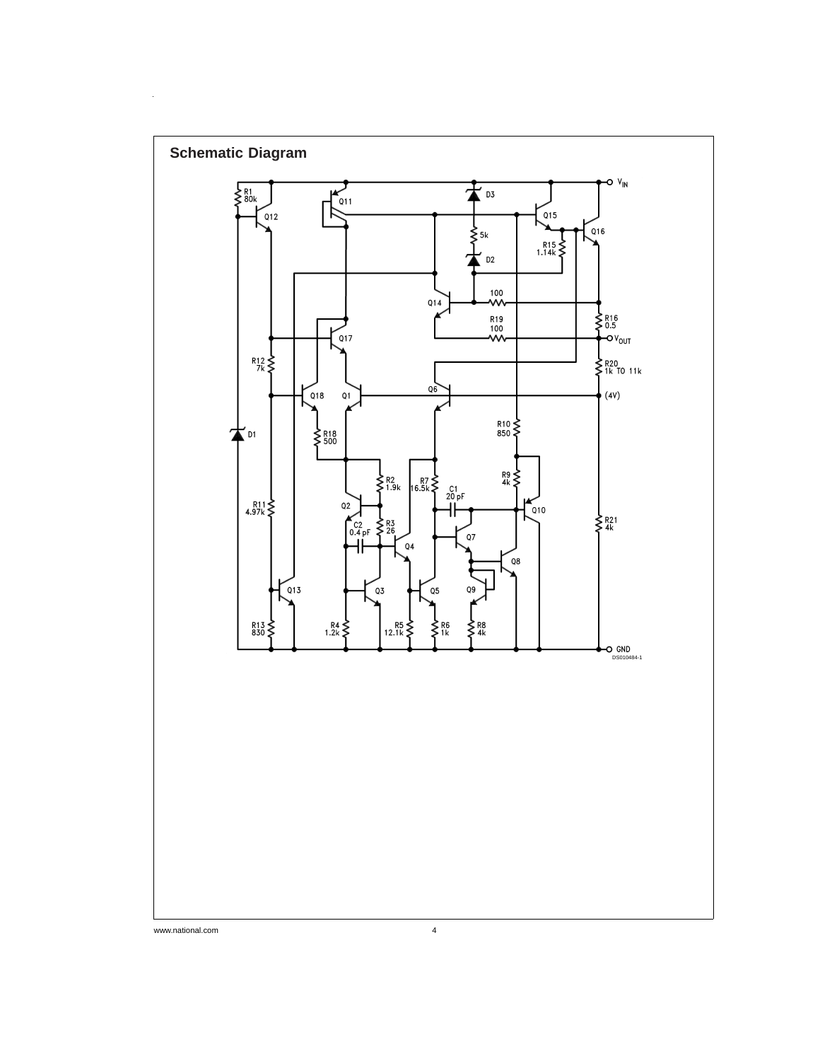## Schematic Diagram

DS010484-1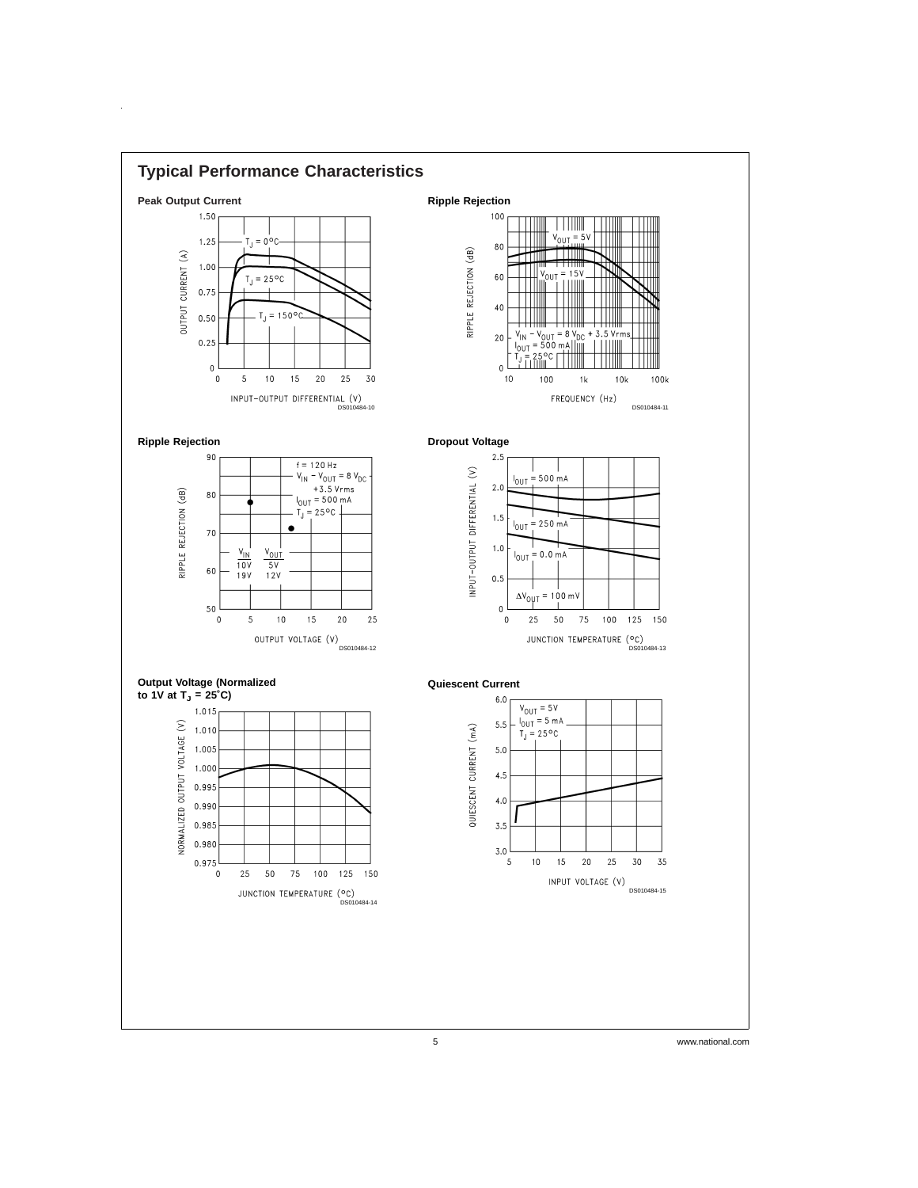## Typical Performance Characteristics

**Peak Output Current**

DS010484-10

**Ripple Rejection**

DS010484-11

**Ripple Rejection**

DS010484-12

**Dropout Voltage**

DS010484-13

**Output Voltage (Normalized to 1V at $T_J = 25°C$)**

DS010484-14

**Quiescent Current**

DS010484-15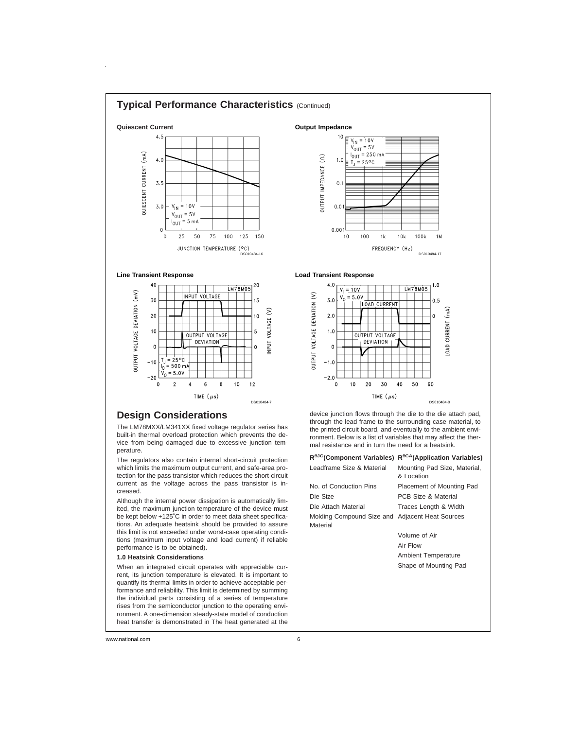## Typical Performance Characteristics (Continued)

**Quiescent Current**

DS010484-16

**Output Impedance**

DS010484-17

**Line Transient Response**

DS010484-7

**Load Transient Response**

DS010484-8

## Design Considerations

The LM78MXX/LM341XX fixed voltage regulator series has built-in thermal overload protection which prevents the device from being damaged due to excessive junction temperature.

The regulators also contain internal short-circuit protection which limits the maximum output current, and safe-area protection for the pass transistor which reduces the short-circuit current as the voltage across the pass transistor is increased.

Although the internal power dissipation is automatically limited, the maximum junction temperature of the device must be kept below +125˚C in order to meet data sheet specifications. An adequate heatsink should be provided to assure this limit is not exceeded under worst-case operating conditions (maximum input voltage and load current) if reliable performance is to be obtained).

**1.0 Heatsink Considerations**

When an integrated circuit operates with appreciable current, its junction temperature is elevated. It is important to quantify its thermal limits in order to achieve acceptable performance and reliability. This limit is determined by summing the individual parts consisting of a series of temperature rises from the semiconductor junction to the operating environment. A one-dimension steady-state model of conduction heat transfer is demonstrated in The heat generated at the device junction flows through the die to the die attach pad, through the lead frame to the surrounding case material, to the printed circuit board, and eventually to the ambient environment. Below is a list of variables that may affect the thermal resistance and in turn the need for a heatsink.

| $R^{θJC}$(Component Variables) | $R^{θCA}$(Application Variables) |
|---|---|
| Leadframe Size & Material | Mounting Pad Size, Material, & Location |
| No. of Conduction Pins | Placement of Mounting Pad |
| Die Size | PCB Size & Material |
| Die Attach Material | Traces Length & Width |
| Molding Compound Size and Material | Adjacent Heat Sources |
| | Volume of Air |
| | Air Flow |
| | Ambient Temperature |
| | Shape of Mounting Pad |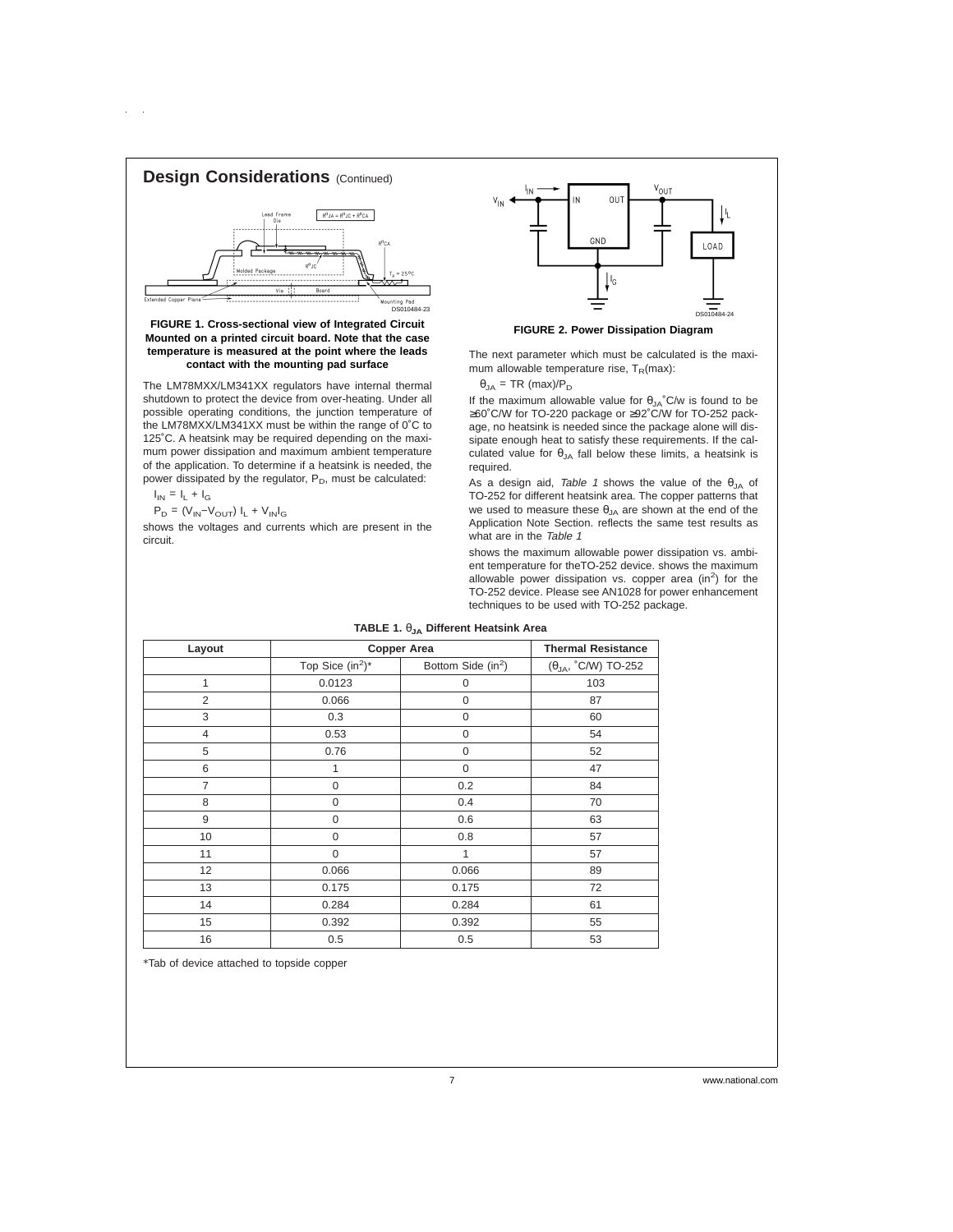## Design Considerations (Continued)

**FIGURE 1. Cross-sectional view of Integrated Circuit Mounted on a printed circuit board. Note that the case temperature is measured at the point where the leads contact with the mounting pad surface**

The LM78MXX/LM341XX regulators have internal thermal shutdown to protect the device from over-heating. Under all possible operating conditions, the junction temperature of the LM78MXX/LM341XX must be within the range of 0˚C to 125˚C. A heatsink may be required depending on the maximum power dissipation and maximum ambient temperature of the application. To determine if a heatsink is needed, the power dissipated by the regulator, $P_D$, must be calculated:

$I_{IN} = I_L + I_G$

$P_D = (V_{IN} - V_{OUT}) I_L + V_{IN} I_G$

shows the voltages and currents which are present in the circuit.

**FIGURE 2. Power Dissipation Diagram**

The next parameter which must be calculated is the maximum allowable temperature rise, $T_R$(max):

$\theta_{JA} = TR\ (max)/P_D$

If the maximum allowable value for $\theta_{JA}$˚C/w is found to be ≥60˚C/W for TO-220 package or ≥92˚C/W for TO-252 package, no heatsink is needed since the package alone will dissipate enough heat to satisfy these requirements. If the calculated value for $\theta_{JA}$ fall below these limits, a heatsink is required.

As a design aid, *Table 1* shows the value of the $\theta_{JA}$ of TO-252 for different heatsink area. The copper patterns that we used to measure these $\theta_{JA}$ are shown at the end of the Application Note Section. reflects the same test results as what are in the *Table 1*

shows the maximum allowable power dissipation vs. ambient temperature for theTO-252 device. shows the maximum allowable power dissipation vs. copper area (in$^2$) for the TO-252 device. Please see AN1028 for power enhancement techniques to be used with TO-252 package.

**TABLE 1. $\theta_{JA}$ Different Heatsink Area**

| Layout | Copper Area | | Thermal Resistance |
|---|---|---|---|
| | Top Sice (in$^2$)* | Bottom Side (in$^2$) | ($\theta_{JA}$, ˚C/W) TO-252 |
| 1 | 0.0123 | 0 | 103 |
| 2 | 0.066 | 0 | 87 |
| 3 | 0.3 | 0 | 60 |
| 4 | 0.53 | 0 | 54 |
| 5 | 0.76 | 0 | 52 |
| 6 | 1 | 0 | 47 |
| 7 | 0 | 0.2 | 84 |
| 8 | 0 | 0.4 | 70 |
| 9 | 0 | 0.6 | 63 |
| 10 | 0 | 0.8 | 57 |
| 11 | 0 | 1 | 57 |
| 12 | 0.066 | 0.066 | 89 |
| 13 | 0.175 | 0.175 | 72 |
| 14 | 0.284 | 0.284 | 61 |
| 15 | 0.392 | 0.392 | 55 |
| 16 | 0.5 | 0.5 | 53 |

*Tab of device attached to topside copper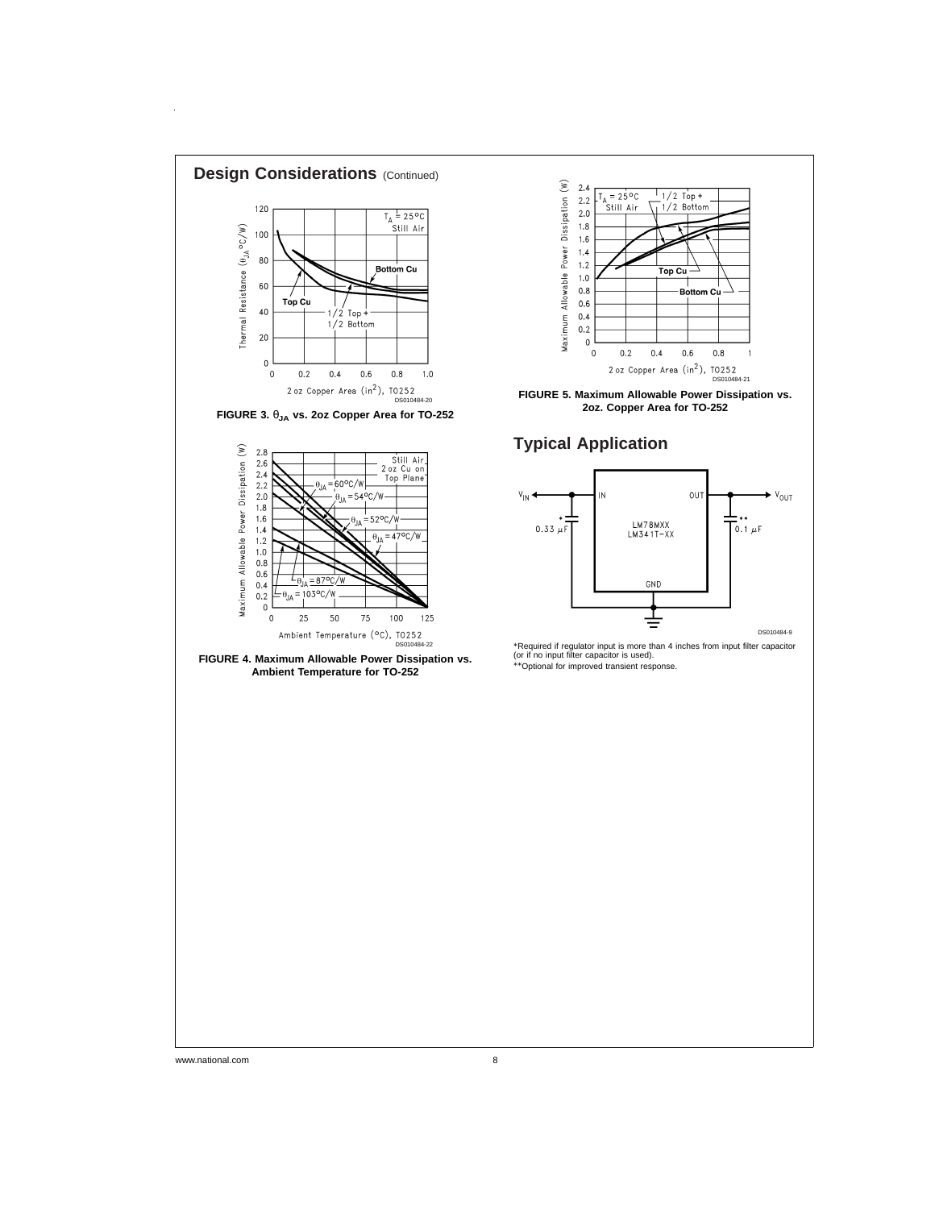## Design Considerations (Continued)

FIGURE 3. $\theta_{JA}$ vs. 2oz Copper Area for TO-252

FIGURE 4. Maximum Allowable Power Dissipation vs. Ambient Temperature for TO-252

FIGURE 5. Maximum Allowable Power Dissipation vs. 2oz. Copper Area for TO-252

## Typical Application

*Required if regulator input is more than 4 inches from input filter capacitor (or if no input filter capacitor is used).

**Optional for improved transient response.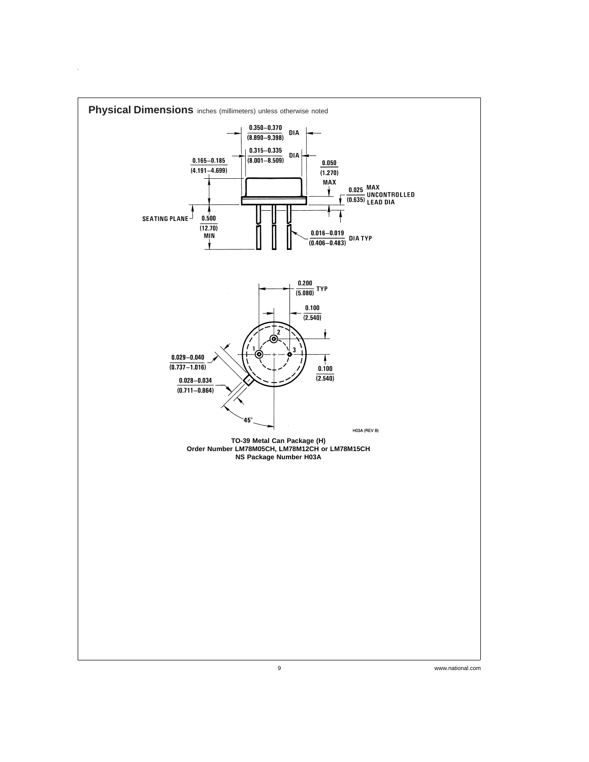## Physical Dimensions inches (millimeters) unless otherwise noted

TO-39 Metal Can Package (H)
Order Number LM78M05CH, LM78M12CH or LM78M15CH
NS Package Number H03A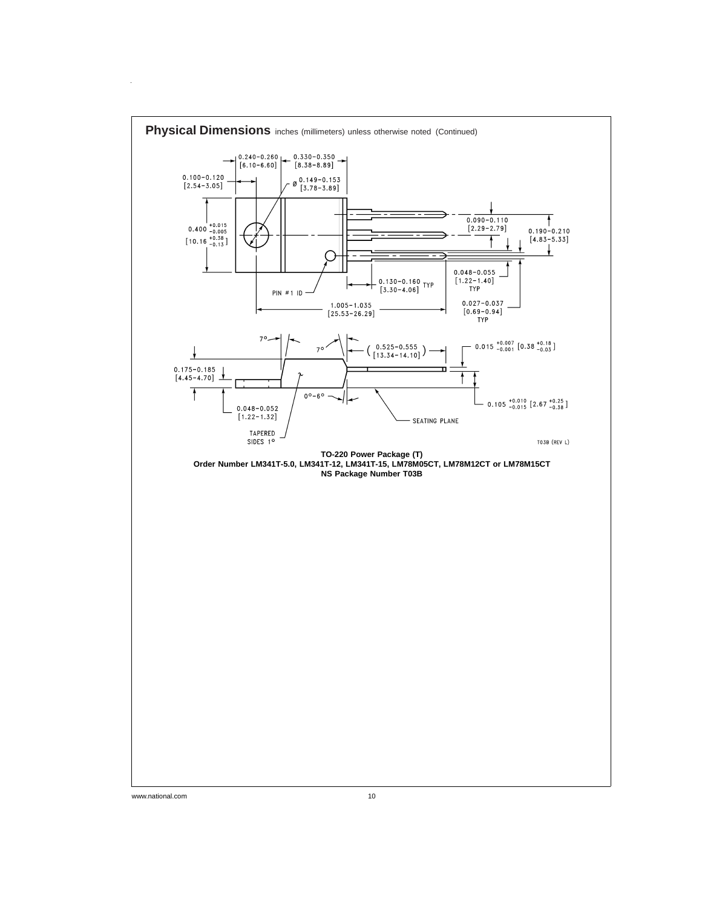## Physical Dimensions inches (millimeters) unless otherwise noted (Continued)

0.240–0.260 [6.10–6.60]
0.330–0.350 [8.38–8.89]
0.100–0.120 [2.54–3.05]
Ø 0.149–0.153 [3.78–3.89]
0.400 $^{+0.015}_{-0.005}$ [10.16 $^{+0.38}_{-0.13}$]
0.090–0.110 [2.29–2.79]
0.190–0.210 [4.83–5.33]
0.048–0.055 [1.22–1.40] TYP
0.130–0.160 [3.30–4.06] TYP
PIN #1 ID
1.005–1.035 [25.53–26.29]
0.027–0.037 [0.69–0.94] TYP
7°
7°
(0.525–0.555 [13.34–14.10])
0.015 $^{+0.007}_{-0.001}$ [0.38 $^{+0.18}_{-0.03}$]
0.175–0.185 [4.45–4.70]
0°–6°
0.105 $^{+0.010}_{-0.015}$ [2.67 $^{+0.25}_{-0.38}$]
0.048–0.052 [1.22–1.32]
SEATING PLANE
TAPERED SIDES 1°
T03B (REV L)

**TO-220 Power Package (T)**
**Order Number LM341T-5.0, LM341T-12, LM341T-15, LM78M05CT, LM78M12CT or LM78M15CT**
**NS Package Number T03B**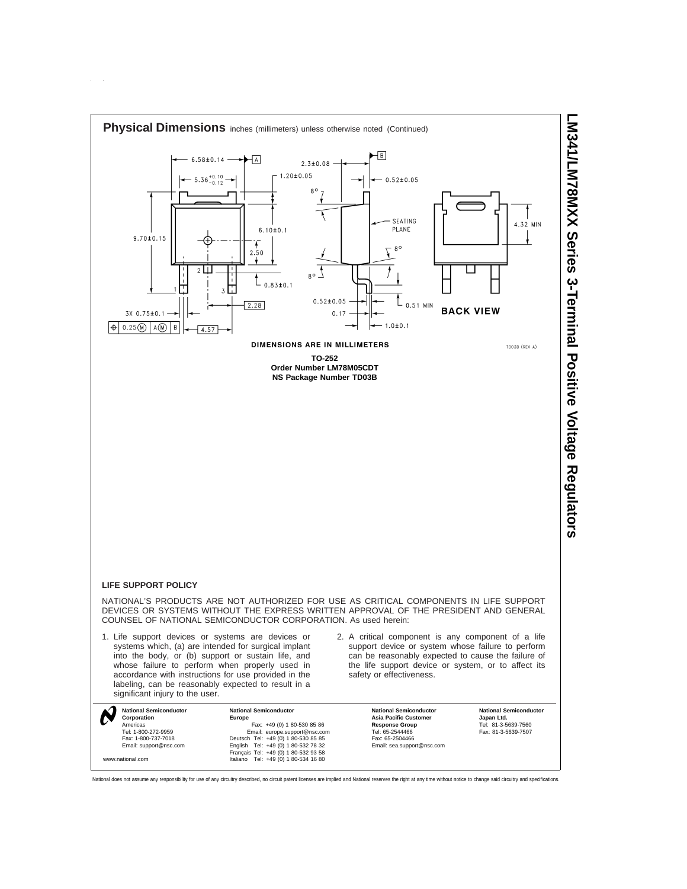## Physical Dimensions inches (millimeters) unless otherwise noted (Continued)

6.58±0.14
A
5.36 +0.10 −0.12
2.3±0.08
B
1.20±0.05
0.52±0.05
8°
SEATING PLANE
4.32 MIN
9.70±0.15
6.10±0.1
2.50
8°
8°
2
0.83±0.1
1
3
0.52±0.05
0.51 MIN
2.28
3X 0.75±0.1
0.17
BACK VIEW
0.25 (M) A (M) B
4.57
1.0±0.1

**DIMENSIONS ARE IN MILLIMETERS**

TD03B (REV A)

**TO-252**
**Order Number LM78M05CDT**
**NS Package Number TD03B**

### LIFE SUPPORT POLICY

NATIONAL'S PRODUCTS ARE NOT AUTHORIZED FOR USE AS CRITICAL COMPONENTS IN LIFE SUPPORT DEVICES OR SYSTEMS WITHOUT THE EXPRESS WRITTEN APPROVAL OF THE PRESIDENT AND GENERAL COUNSEL OF NATIONAL SEMICONDUCTOR CORPORATION. As used herein:

1. Life support devices or systems are devices or systems which, (a) are intended for surgical implant into the body, or (b) support or sustain life, and whose failure to perform when properly used in accordance with instructions for use provided in the labeling, can be reasonably expected to result in a significant injury to the user.
2. A critical component is any component of a life support device or system whose failure to perform can be reasonably expected to cause the failure of the life support device or system, or to affect its safety or effectiveness.

**National Semiconductor Corporation**
Americas
Tel: 1-800-272-9959
Fax: 1-800-737-7018
Email: support@nsc.com

www.national.com

**National Semiconductor Europe**
Fax: +49 (0) 1 80-530 85 86
Email: europe.support@nsc.com
Deutsch Tel: +49 (0) 1 80-530 85 85
English Tel: +49 (0) 1 80-532 78 32
Français Tel: +49 (0) 1 80-532 93 58
Italiano Tel: +49 (0) 1 80-534 16 80

**National Semiconductor Asia Pacific Customer Response Group**
Tel: 65-2544466
Fax: 65-2504466
Email: sea.support@nsc.com

**National Semiconductor Japan Ltd.**
Tel: 81-3-5639-7560
Fax: 81-3-5639-7507

National does not assume any responsibility for use of any circuitry described, no circuit patent licenses are implied and National reserves the right at any time without notice to change said circuitry and specifications.